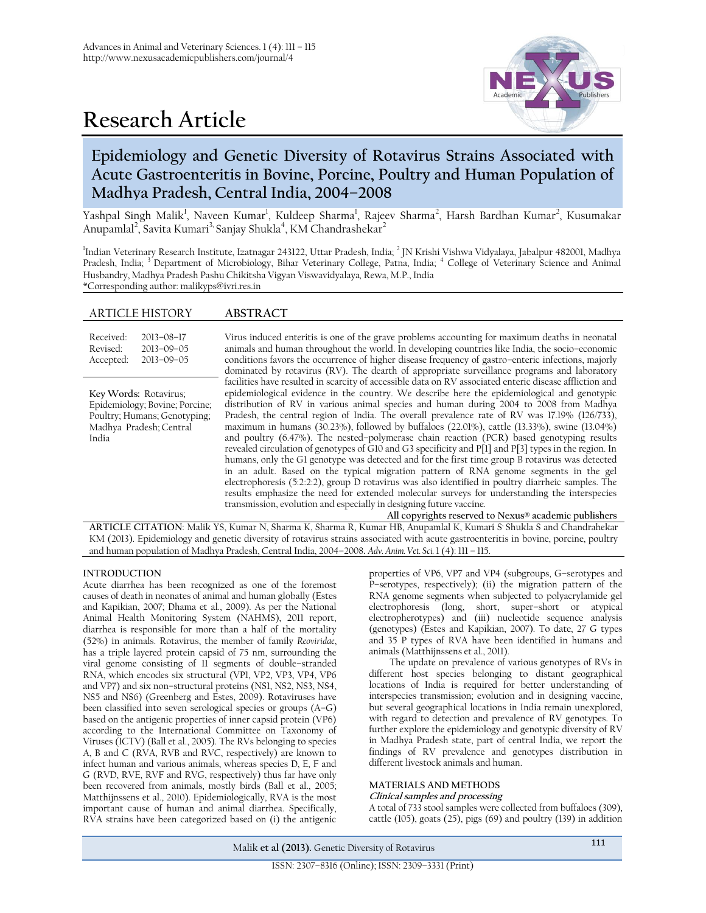Research Article

# Epidemiology and Genetic Diversity of Rotavirus Strains Associated with Acute Gastroenteritis in Bovine, Porcine, Poultry and Human Population of Madhya Pradesh, Central India, 2004–2008

Yashpal Singh Malik[1], Naveen Kumar[1], Kuldeep Sharma[1], Rajeev Sharma[2], Harsh Bardhan Kumar[2], Kusumakar Anupamlal[2], Savita Kumari[3], Sanjay Shukla[4], KM Chandrashekar[2]

[1]Indian Veterinary Research Institute, Izatnagar 243122, Uttar Pradesh, India; [2] JN Krishi Vishwa Vidyalaya, Jabalpur 482001, Madhya Pradesh, India; [3] Department of Microbiology, Bihar Veterinary College, Patna, India; [4] College of Veterinary Science and Animal Husbandry, Madhya Pradesh Pashu Chikitsha Vigyan Viswavidyalaya, Rewa, M.P., India

*Corresponding author: malikyps@ivri.res.in

## ARTICLE HISTORY

Received: 2013–08–17
Revised: 2013–09–05
Accepted: 2013–09–05

**Key Words:** Rotavirus; Epidemiology; Bovine; Porcine; Poultry; Humans; Genotyping; Madhya Pradesh; Central India

## ABSTRACT

Virus induced enteritis is one of the grave problems accounting for maximum deaths in neonatal animals and human throughout the world. In developing countries like India, the socio–economic conditions favors the occurrence of higher disease frequency of gastro–enteric infections, majorly dominated by rotavirus (RV). The dearth of appropriate surveillance programs and laboratory facilities have resulted in scarcity of accessible data on RV associated enteric disease affliction and epidemiological evidence in the country. We describe here the epidemiological and genotypic distribution of RV in various animal species and human during 2004 to 2008 from Madhya Pradesh, the central region of India. The overall prevalence rate of RV was 17.19% (126/733), maximum in humans (30.23%), followed by buffaloes (22.01%), cattle (13.33%), swine (13.04%) and poultry (6.47%). The nested–polymerase chain reaction (PCR) based genotyping results revealed circulation of genotypes of G10 and G3 specificity and P[1] and P[3] types in the region. In humans, only the G1 genotype was detected and for the first time group B rotavirus was detected in an adult. Based on the typical migration pattern of RNA genome segments in the gel electrophoresis (5:2:2:2), group D rotavirus was also identified in poultry diarrheic samples. The results emphasize the need for extended molecular surveys for understanding the interspecies transmission, evolution and especially in designing future vaccine.

All copyrights reserved to Nexus® academic publishers

**ARTICLE CITATION**: Malik YS, Kumar N, Sharma K, Sharma R, Kumar HB, Anupamlal K, Kumari S Shukla S and Chandrahekar KM (2013). Epidemiology and genetic diversity of rotavirus strains associated with acute gastroenteritis in bovine, porcine, poultry and human population of Madhya Pradesh, Central India, 2004–2008. *Adv. Anim. Vet. Sci.* 1 (4): 111 – 115.

## INTRODUCTION

Acute diarrhea has been recognized as one of the foremost causes of death in neonates of animal and human globally (Estes and Kapikian, 2007; Dhama et al., 2009). As per the National Animal Health Monitoring System (NAHMS), 2011 report, diarrhea is responsible for more than a half of the mortality (52%) in animals. Rotavirus, the member of family *Reoviridae*, has a triple layered protein capsid of 75 nm, surrounding the viral genome consisting of 11 segments of double–stranded RNA, which encodes six structural (VP1, VP2, VP3, VP4, VP6 and VP7) and six non–structural proteins (NS1, NS2, NS3, NS4, NS5 and NS6) (Greenberg and Estes, 2009). Rotaviruses have been classified into seven serological species or groups (A–G) based on the antigenic properties of inner capsid protein (VP6) according to the International Committee on Taxonomy of Viruses (ICTV) (Ball et al., 2005). The RVs belonging to species A, B and C (RVA, RVB and RVC, respectively) are known to infect human and various animals, whereas species D, E, F and G (RVD, RVE, RVF and RVG, respectively) thus far have only been recovered from animals, mostly birds (Ball et al., 2005; Matthijnssens et al., 2010). Epidemiologically, RVA is the most important cause of human and animal diarrhea. Specifically, RVA strains have been categorized based on (i) the antigenic properties of VP6, VP7 and VP4 (subgroups, G–serotypes and P–serotypes, respectively); (ii) the migration pattern of the RNA genome segments when subjected to polyacrylamide gel electrophoresis (long, short, super–short or atypical electropherotypes) and (iii) nucleotide sequence analysis (genotypes) (Estes and Kapikian, 2007). To date, 27 G types and 35 P types of RVA have been identified in humans and animals (Matthijnssens et al., 2011).

The update on prevalence of various genotypes of RVs in different host species belonging to distant geographical locations of India is required for better understanding of interspecies transmission; evolution and in designing vaccine, but several geographical locations in India remain unexplored, with regard to detection and prevalence of RV genotypes. To further explore the epidemiology and genotypic diversity of RV in Madhya Pradesh state, part of central India, we report the findings of RV prevalence and genotypes distribution in different livestock animals and human.

## MATERIALS AND METHODS

### *Clinical samples and processing*

A total of 733 stool samples were collected from buffaloes (309), cattle (105), goats (25), pigs (69) and poultry (139) in addition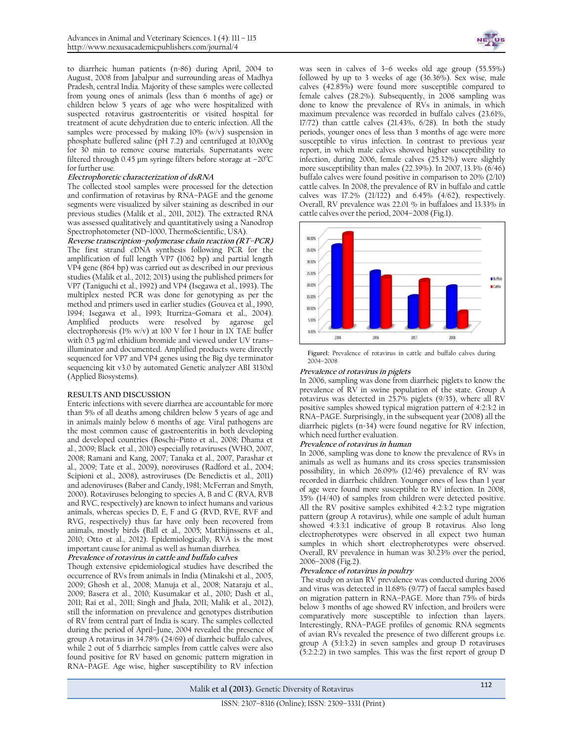to diarrheic human patients (n=86) during April, 2004 to August, 2008 from Jabalpur and surrounding areas of Madhya Pradesh, central India. Majority of these samples were collected from young ones of animals (less than 6 months of age) or children below 5 years of age who were hospitalized with suspected rotavirus gastroenteritis or visited hospital for treatment of acute dehydration due to enteric infection. All the samples were processed by making 10% (w/v) suspension in phosphate buffered saline (pH 7.2) and centrifuged at 10,000g for 30 min to remove course materials. Supernatants were filtered through 0.45 µm syringe filters before storage at −20°C for further use.

***Electrophoretic characterization of dsRNA***

The collected stool samples were processed for the detection and confirmation of rotavirus by RNA–PAGE and the genome segments were visualized by silver staining as described in our previous studies (Malik et al., 2011, 2012). The extracted RNA was assessed qualitatively and quantitatively using a Nanodrop Spectrophotometer (ND–1000, ThermoScientific, USA).

***Reverse transcription–polymerase chain reaction (RT–PCR)***

The first strand cDNA synthesis following PCR for the amplification of full length VP7 (1062 bp) and partial length VP4 gene (864 bp) was carried out as described in our previous studies (Malik et al., 2012; 2013) using the published primers for VP7 (Taniguchi et al., 1992) and VP4 (Isegawa et al., 1993). The multiplex nested PCR was done for genotyping as per the method and primers used in earlier studies (Gouvea et al., 1990, 1994; Isegawa et al., 1993; Iturriza–Gomara et al., 2004). Amplified products were resolved by agarose gel electrophoresis (1% w/v) at 100 V for 1 hour in 1X TAE buffer with 0.5 µg/ml ethidium bromide and viewed under UV trans–illuminator and documented. Amplified products were directly sequenced for VP7 and VP4 genes using the Big dye terminator sequencing kit v3.0 by automated Genetic analyzer ABI 3130xl (Applied Biosystems).

## RESULTS AND DISCUSSION

Enteric infections with severe diarrhea are accountable for more than 5% of all deaths among children below 5 years of age and in animals mainly below 6 months of age. Viral pathogens are the most common cause of gastroenteritis in both developing and developed countries (Boschi–Pinto et al., 2008; Dhama et al., 2009; Black et al., 2010) especially rotaviruses (WHO, 2007, 2008; Ramani and Kang, 2007; Tanaka et al., 2007, Parashar et al., 2009; Tate et al., 2009), noroviruses (Radford et al., 2004; Scipioni et al., 2008), astroviruses (De Benedictis et al., 2011) and adenoviruses (Baber and Candy, 1981; McFerran and Smyth, 2000). Rotaviruses belonging to species A, B and C (RVA, RVB and RVC, respectively) are known to infect humans and various animals, whereas species D, E, F and G (RVD, RVE, RVF and RVG, respectively) thus far have only been recovered from animals, mostly birds (Ball et al., 2005; Matthijnssens et al., 2010; Otto et al., 2012). Epidemiologically, RVA is the most important cause for animal as well as human diarrhea.

***Prevalence of rotavirus in cattle and buffalo calves***

Though extensive epidemiological studies have described the occurrence of RVs from animals in India (Minakshi et al., 2005, 2009; Ghosh et al., 2008; Manuja et al., 2008; Nataraju et al., 2009; Basera et al., 2010; Kusumakar et al., 2010; Dash et al., 2011; Rai et al., 2011; Singh and Jhala, 2011; Malik et al., 2012), still the information on prevalence and genotypes distribution of RV from central part of India is scary. The samples collected during the period of April–June, 2004 revealed the presence of group A rotavirus in 34.78% (24/69) of diarrheic buffalo calves, while 2 out of 5 diarrheic samples from cattle calves were also found positive for RV based on genomic pattern migration in RNA–PAGE. Age wise, higher susceptibility to RV infection was seen in calves of 3–6 weeks old age group (55.55%) followed by up to 3 weeks of age (36.36%). Sex wise, male calves (42.85%) were found more susceptible compared to female calves (28.2%). Subsequently, in 2006 sampling was done to know the prevalence of RVs in animals, in which maximum prevalence was recorded in buffalo calves (23.61%, 17/72) than cattle calves (21.43%, 6/28). In both the study periods, younger ones of less than 3 months of age were more susceptible to virus infection. In contrast to previous year report, in which male calves showed higher susceptibility to infection, during 2006, female calves (25.32%) were slightly more susceptibility than males (22.39%). In 2007, 13.3% (6/46) buffalo calves were found positive in comparison to 20% (2/10) cattle calves. In 2008, the prevalence of RV in buffalo and cattle calves was 17.2% (21/122) and 6.45% (4/62), respectively. Overall, RV prevalence was 22.01 % in buffaloes and 13.33% in cattle calves over the period, 2004–2008 (Fig.1).

**Figure1:** Prevalence of rotavirus in cattle and buffalo calves during 2004–2008

***Prevalence of rotavirus in piglets***

In 2006, sampling was done from diarrheic piglets to know the prevalence of RV in swine population of the state. Group A rotavirus was detected in 25.7% piglets (9/35), where all RV positive samples showed typical migration pattern of 4:2:3:2 in RNA–PAGE. Surprisingly, in the subsequent year (2008) all the diarrheic piglets (n=34) were found negative for RV infection, which need further evaluation.

***Prevalence of rotavirus in human***

In 2006, sampling was done to know the prevalence of RVs in animals as well as humans and its cross species transmission possibility, in which 26.09% (12/46) prevalence of RV was recorded in diarrheic children. Younger ones of less than 1 year of age were found more susceptible to RV infection. In 2008, 35% (14/40) of samples from children were detected positive. All the RV positive samples exhibited 4:2:3:2 type migration pattern (group A rotavirus), while one sample of adult human showed 4:3:3:1 indicative of group B rotavirus. Also long electropherotypes were observed in all expect two human samples in which short electropherotypes were observed. Overall, RV prevalence in human was 30.23% over the period, 2006–2008 (Fig.2).

***Prevalence of rotavirus in poultry***

The study on avian RV prevalence was conducted during 2006 and virus was detected in 11.68% (9/77) of faecal samples based on migration pattern in RNA–PAGE. More than 75% of birds below 3 months of age showed RV infection, and broilers were comparatively more susceptible to infection than layers. Interestingly, RNA–PAGE profiles of genomic RNA segments of avian RVs revealed the presence of two different groups i.e. group A (5:1:3:2) in seven samples and group D rotaviruses (5:2:2:2) in two samples. This was the first report of group D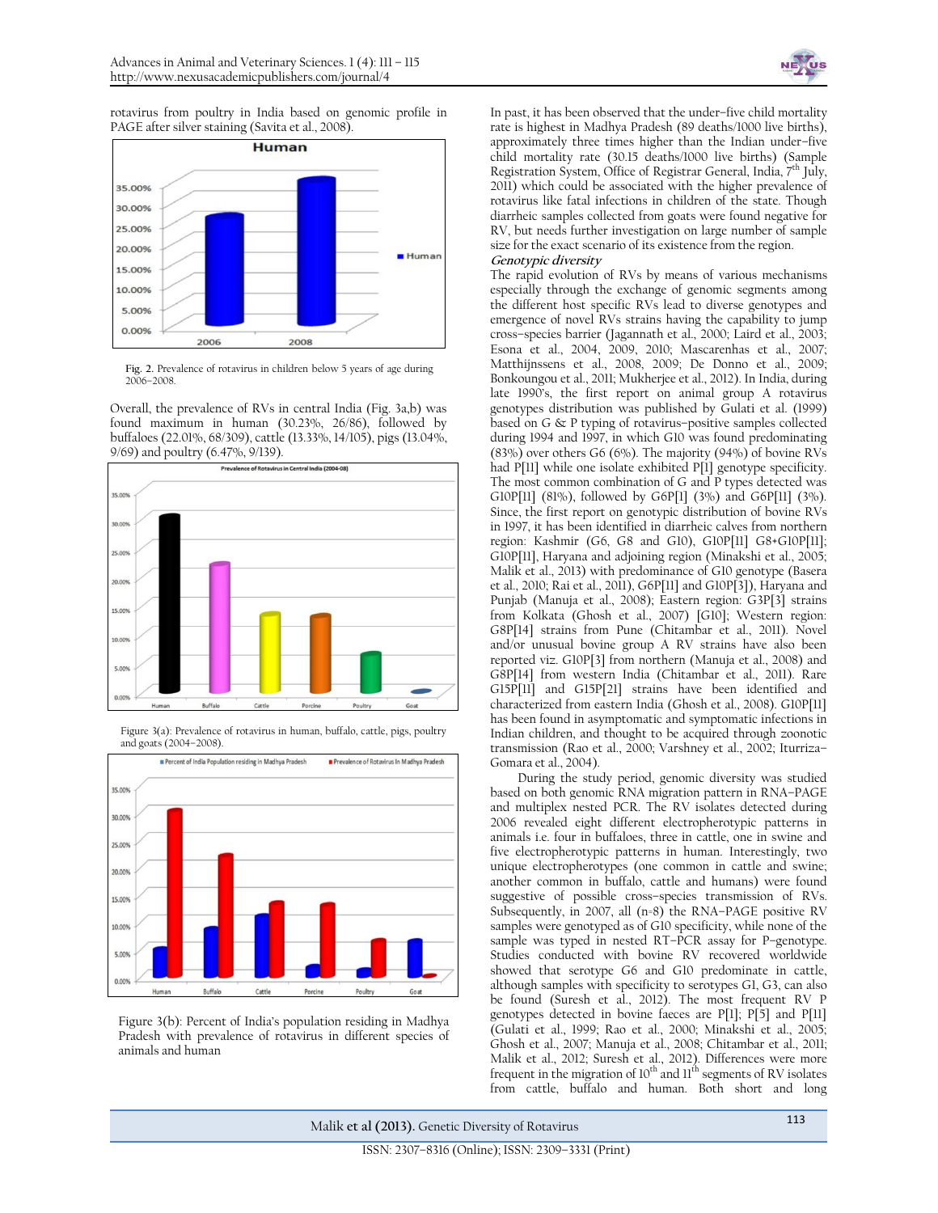rotavirus from poultry in India based on genomic profile in PAGE after silver staining (Savita et al., 2008).

Fig. 2. Prevalence of rotavirus in children below 5 years of age during 2006–2008.

Overall, the prevalence of RVs in central India (Fig. 3a,b) was found maximum in human (30.23%, 26/86), followed by buffaloes (22.01%, 68/309), cattle (13.33%, 14/105), pigs (13.04%, 9/69) and poultry (6.47%, 9/139).

Figure 3(a): Prevalence of rotavirus in human, buffalo, cattle, pigs, poultry and goats (2004–2008).

Figure 3(b): Percent of India's population residing in Madhya Pradesh with prevalence of rotavirus in different species of animals and human

In past, it has been observed that the under–five child mortality rate is highest in Madhya Pradesh (89 deaths/1000 live births), approximately three times higher than the Indian under–five child mortality rate (30.15 deaths/1000 live births) (Sample Registration System, Office of Registrar General, India, 7th July, 2011) which could be associated with the higher prevalence of rotavirus like fatal infections in children of the state. Though diarrheic samples collected from goats were found negative for RV, but needs further investigation on large number of sample size for the exact scenario of its existence from the region.

***Genotypic diversity***

The rapid evolution of RVs by means of various mechanisms especially through the exchange of genomic segments among the different host specific RVs lead to diverse genotypes and emergence of novel RVs strains having the capability to jump cross–species barrier (Jagannath et al., 2000; Laird et al., 2003; Esona et al., 2004, 2009, 2010; Mascarenhas et al., 2007; Matthijnssens et al., 2008, 2009; De Donno et al., 2009; Bonkoungou et al., 2011; Mukherjee et al., 2012). In India, during late 1990's, the first report on animal group A rotavirus genotypes distribution was published by Gulati et al. (1999) based on G & P typing of rotavirus–positive samples collected during 1994 and 1997, in which G10 was found predominating (83%) over others G6 (6%). The majority (94%) of bovine RVs had P[11] while one isolate exhibited P[1] genotype specificity. The most common combination of G and P types detected was G10P[11] (81%), followed by G6P[1] (3%) and G6P[11] (3%). Since, the first report on genotypic distribution of bovine RVs in 1997, it has been identified in diarrheic calves from northern region: Kashmir (G6, G8 and G10), G10P[11] G8+G10P[11]; G10P[11], Haryana and adjoining region (Minakshi et al., 2005; Malik et al., 2013) with predominance of G10 genotype (Basera et al., 2010; Rai et al., 2011), G6P[11] and G10P[3]), Haryana and Punjab (Manuja et al., 2008); Eastern region: G3P[3] strains from Kolkata (Ghosh et al., 2007) [G10]; Western region: G8P[14] strains from Pune (Chitambar et al., 2011). Novel and/or unusual bovine group A RV strains have also been reported viz. G10P[3] from northern (Manuja et al., 2008) and G8P[14] from western India (Chitambar et al., 2011). Rare G15P[11] and G15P[21] strains have been identified and characterized from eastern India (Ghosh et al., 2008). G10P[11] has been found in asymptomatic and symptomatic infections in Indian children, and thought to be acquired through zoonotic transmission (Rao et al., 2000; Varshney et al., 2002; Iturriza–Gomara et al., 2004).

During the study period, genomic diversity was studied based on both genomic RNA migration pattern in RNA–PAGE and multiplex nested PCR. The RV isolates detected during 2006 revealed eight different electropherotypic patterns in animals i.e. four in buffaloes, three in cattle, one in swine and five electropherotypic patterns in human. Interestingly, two unique electropherotypes (one common in cattle and swine; another common in buffalo, cattle and humans) were found suggestive of possible cross–species transmission of RVs. Subsequently, in 2007, all (n=8) the RNA–PAGE positive RV samples were genotyped as of G10 specificity, while none of the sample was typed in nested RT–PCR assay for P–genotype. Studies conducted with bovine RV recovered worldwide showed that serotype G6 and G10 predominate in cattle, although samples with specificity to serotypes G1, G3, can also be found (Suresh et al., 2012). The most frequent RV P genotypes detected in bovine faeces are P[1]; P[5] and P[11] (Gulati et al., 1999; Rao et al., 2000; Minakshi et al., 2005; Ghosh et al., 2007; Manuja et al., 2008; Chitambar et al., 2011; Malik et al., 2012; Suresh et al., 2012). Differences were more frequent in the migration of 10th and 11th segments of RV isolates from cattle, buffalo and human. Both short and long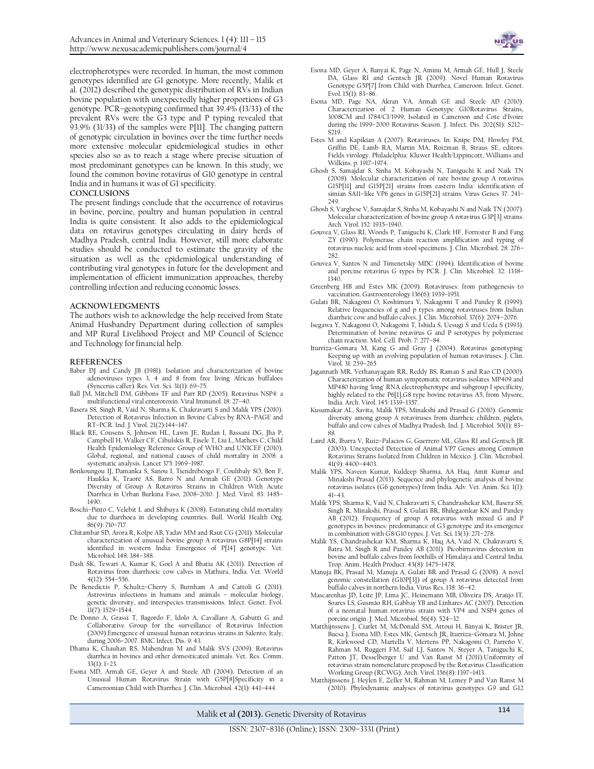electropherotypes were recorded. In human, the most common genotypes identified are G1 genotype. More recently, Malik et al. (2012) described the genotypic distribution of RVs in Indian bovine population with unexpectedly higher proportions of G3 genotype. PCR–genotyping confirmed that 39.4% (13/33) of the prevalent RVs were the G3 type and P typing revealed that 93.9% (31/33) of the samples were P[11]. The changing pattern of genotypic circulation in bovines over the time further needs more extensive molecular epidemiological studies in other species also so as to reach a stage where precise situation of most predominant genotypes can be known. In this study, we found the common bovine rotavirus of G10 genotype in central India and in humans it was of G1 specificity.

## CONCLUSIONS

The present findings conclude that the occurrence of rotavirus in bovine, porcine, poultry and human population in central India is quite consistent. It also adds to the epidemiological data on rotavirus genotypes circulating in dairy herds of Madhya Pradesh, central India. However, still more elaborate studies should be conducted to estimate the gravity of the situation as well as the epidemiological understanding of contributing viral genotypes in future for the development and implementation of efficient immunization approaches, thereby controlling infection and reducing economic losses.

## ACKNOWLEDGMENTS

The authors wish to acknowledge the help received from State Animal Husbandry Department during collection of samples and MP Rural Livelihood Project and MP Council of Science and Technology for financial help.

## REFERENCES

Baber DJ and Candy JB (1981). Isolation and characterization of bovine adenoviruses types 3, 4 and 8 from free living African buffaloes (Syncerus caffer). Res. Vet. Sci. 31(1): 69–75.

Ball JM, Mitchell DM, Gibbons TF and Parr RD (2005). Rotavirus NSP4: a multifunctional viral enterotoxin. Viral Immunol. 18: 27–40.

Basera SS, Singh R, Vaid N, Sharma K, Chakravarti S and Malik YPS (2010). Detection of Rotavirus Infection in Bovine Calves by RNA–PAGE and RT–PCR. Ind. J. Virol. 21(2):144–147.

Black RE, Cousens S, Johnson HL, Lawn JE, Rudan I, Bassani DG, Jha P, Campbell H, Walker CF, Cibulskis R, Eisele T, Liu L, Mathers C; Child Health Epidemiology Reference Group of WHO and UNICEF (2010). Global, regional, and national causes of child mortality in 2008: a systematic analysis. Lancet 375: 1969–1987.

Bonkoungou IJ, Damanka S, Sanou I, Tiendrébéogo F, Coulibaly SO, Bon F, Haukka K, Traoré AS, Barro N and Armah GE (2011). Genotype Diversity of Group A Rotavirus Strains in Children With Acute Diarrhea in Urban Burkina Faso, 2008–2010. J. Med. Virol. 83: 1485–1490.

Boschi–Pinto C, Velebit L and Shibuya K (2008). Estimating child mortality due to diarrhoea in developing countries. Bull. World Health Org. 86(9): 710–717.

Chitambar SD, Arora R, Kolpe AB, Yadav MM and Raut CG (2011). Molecular characterization of unusual bovine group A rotavirus G8P[14] strains identified in western India: Emergence of P[14] genotype. Vet. Microbiol. 148: 384–388.

Dash SK, Tewari A, Kumar K, Goel A and Bhatia AK (2011). Detection of Rotavirus from diarrhoeic cow calves in Mathura, India. Vet. World 4(12): 554–556.

De Benedictis P, Schultz–Cherry S, Burnham A and Cattoli G (2011). Astrovirus infections in humans and animals – molecular biology, genetic diversity, and interspecies transmissions. Infect. Genet. Evol. 11(7): 1529–1544.

De Donno A, Grassi T, Bagordo F, Idolo A, Cavallaro A, Gabutti G and Collaborative Group for the surveillance of Rotavirus Infection (2009).Emergence of unusual human rotavirus strains in Salento, Italy, during 2006–2007. BMC Infect. Dis. 9: 43.

Dhama K, Chauhan RS, Mahendran M and Malik SVS (2009). Rotavirus diarrhea in bovines and other domesticated animals. Vet. Res. Comm. 33(1): 1–23.

Esona MD, Armah GE, Geyer A and Steele AD (2004). Detection of an Unusual Human Rotavirus Strain with G5P[8]Specificity in a Cameroonian Child with Diarrhea. J. Clin. Microbiol. 42(1): 441–444.

Esona MD, Geyer A, Banyai K, Page N, Aminu M, Armah GE, Hull J, Steele DA, Glass RI and Gentsch JR (2009). Novel Human Rotavirus Genotype G5P[7] from Child with Diarrhea, Cameroon. Infect. Genet. Evol. 15(1): 83–86.

Esona MD, Page NA, Akran VA, Armah GE and Steele AD (2010). Characterization of 2 Human Genotype G10Rotavirus Strains, 3008CM and 1784/CI/1999, Isolated in Cameroon and Cote d'Ivoire during the 1999–2000 Rotavirus Season. J. Infect. Dis. 202(S1): S212–S219.

Estes M and Kapikian A (2007). Rotaviruses. In: Knipe DM, Howley PM, Griffin DE, Lamb RA, Martin MA, Roizman B, Straus SE, editors. Fields virology. Philadelphia: Kluwer Health/Lippincott, Williams and Wilkins. p. 1917–1974.

Ghosh S, Samajdar S, Sinha M, Kobayashi N, Taniguchi K and Naik TN (2008). Molecular characterization of rare bovine group A rotavirus G15P[11] and G15P[21] strains from eastern India: identification of simian SA11–like VP6 genes in G15P[21] strains. Virus Genes 37: 241–249.

Ghosh S, Varghese V, Samajdar S, Sinha M, Kobayashi N and Naik TN (2007). Molecular characterization of bovine group A rotavirus G3P[3] strains. Arch. Virol. 152: 1935–1940.

Gouvea V, Glass RI, Woods P, Taniguchi K, Clark HF, Forrester B and Fang ZY (1990). Polymerase chain reaction amplification and typing of rotavirus nucleic acid from stool specimens. J. Clin. Microbiol. 28: 276–282.

Gouvea V, Santos N and Timenetsky MDC (1994). Identification of bovine and porcine rotavirus G types by PCR. J. Clin. Microbiol. 32: 1338–1340.

Greenberg HB and Estes MK (2009). Rotaviruses: from pathogenesis to vaccination. Gastroenterology 136(6): 1939–1951.

Gulati BR, Nakagomi O, Koshimura Y, Nakagomi T and Pandey R (1999). Relative frequencies of g and p types among rotaviruses from Indian diarrheic cow and buffalo calves. J. Clin. Microbiol. 37(6): 2074–2076.

Isegawa Y, Nakagomi O, Nakagomi T, Ishida S, Uesugi S and Ueda S (1993). Determination of bovine rotavirus G and P serotypes by polymerase chain reaction. Mol. Cell. Prob. 7: 277–84.

Iturriza–Gomara M, Kang G and Gray J (2004). Rotavirus genotyping: Keeping up with an evolving population of human rotaviruses. J. Clin. Virol. 31: 259–265

Jagannath MR, Vethanayagam RR, Reddy BS, Raman S and Rao CD (2000). Characterization of human symptomatic rotavirus isolates MP409 and MP480 having 'long' RNA electropherotype and subgroup I specificity, highly related to the P6[1],G8 type bovine rotavirus A5, from Mysore, India. Arch. Virol. 145: 1339–1357.

Kusumakar AL, Savita, Malik YPS, Minakshi and Prasad G (2010). Genomic diversity among group A rotaviruses from diarrheic children, piglets, buffalo and cow calves of Madhya Pradesh. Ind. J. Microbiol. 50(1): 83–88.

Laird AR, Ibarra V, Ruiz–Palacios G, Guerrero ML, Glass RI and Gentsch JR (2003). Unexpected Detection of Animal VP7 Genes among Common Rotavirus Strains Isolated from Children in Mexico. J. Clin. Microbiol. 41(9): 4400–4403.

Malik YPS, Naveen Kumar, Kuldeep Sharma, AA Haq, Amit Kumar and Minakshi Prasad (2013). Sequence and phylogenetic analysis of bovine rotavirus isolates (G6 genotypes) from India. Adv. Vet. Anim. Sci. 1(1): 41–43.

Malik YPS, Sharma K, Vaid N, Chakravarti S, Chandrashekar KM, Basera SS, Singh R, Minakshi, Prasad G, Gulati BR, Bhilegaonkar KN and Pandey AB (2012). Frequency of group A rotavirus with mixed G and P genotypes in bovines: predominance of G3 genotype and its emergence in combination with G8/G10 types. J. Vet. Sci. 13(3): 271–278.

Malik YS, Chandrashekar KM, Sharma K, Haq AA, Vaid N, Chakravarti S, Batra M, Singh R and Pandey AB (2011). Picobirnavirus detection in bovine and buffalo calves from foothills of Himalaya and Central India. Trop. Anim. Health Product. 43(8): 1475–1478.

Manuja BK, Prasad M, Manuja A, Gulati BR and Prasad G (2008). A novel genomic constellation (G10P[3]) of group A rotavirus detected from buffalo calves in northern India. Virus Res. 138: 36–42.

Mascarenhas JD, Leite JP, Lima JC, Heinemann MB, Oliveira DS, Araújo IT, Soares LS, Gusmão RH, Gabbay YB and Linhares AC (2007). Detection of a neonatal human rotavirus strain with VP4 and NSP4 genes of porcine origin. J. Med. Microbiol. 56(4): 524–32

Matthijnssens J, Ciarlet M, McDonald SM, Attoui H, Bányai K, Brister JR, Buesa J, Esona MD, Estes MK, Gentsch JR, Iturriza–Gómara M, Johne R, Kirkwood CD, Martella V, Mertens PP, Nakagomi O, Parreño V, Rahman M, Ruggeri FM, Saif LJ, Santos N, Steyer A, Taniguchi K, Patton JT, Desselberger U and Van Ranst M (2011).Uniformity of rotavirus strain nomenclature proposed by the Rotavirus Classification Working Group (RCWG). Arch. Virol. 156(8): 1397–1413.

Matthijnssens J, Heylen E, Zeller M, Rahman M, Lemey P and Van Ranst M (2010). Phylodynamic analyses of rotavirus genotypes G9 and G12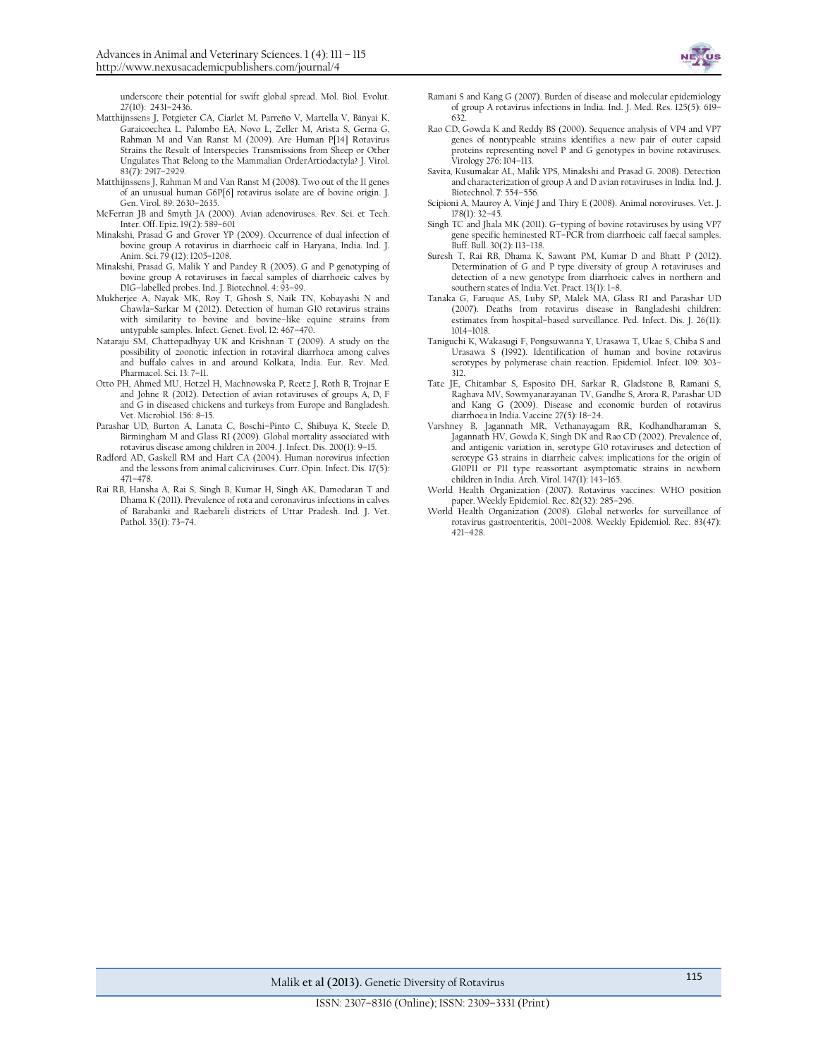underscore their potential for swift global spread. Mol. Biol. Evolut. 27(10): 2431–2436.

Matthijnssens J, Potgieter CA, Ciarlet M, Parreño V, Martella V, Bányai K, Garaicoechea L, Palombo EA, Novo L, Zeller M, Arista S, Gerna G, Rahman M and Van Ranst M (2009). Are Human P[14] Rotavirus Strains the Result of Interspecies Transmissions from Sheep or Other Ungulates That Belong to the Mammalian OrderArtiodactyla? J. Virol. 83(7): 2917–2929.

Matthijnssens J, Rahman M and Van Ranst M (2008). Two out of the 11 genes of an unusual human G6P[6] rotavirus isolate are of bovine origin. J. Gen. Virol. 89: 2630–2635.

McFerran JB and Smyth JA (2000). Avian adenoviruses. Rev. Sci. et Tech. Inter. Off. Epiz. 19(2): 589–601

Minakshi, Prasad G and Grover YP (2009). Occurrence of dual infection of bovine group A rotavirus in diarrhoeic calf in Haryana, India. Ind. J. Anim. Sci. 79 (12): 1205–1208.

Minakshi, Prasad G, Malik Y and Pandey R (2005). G and P genotyping of bovine group A rotaviruses in faecal samples of diarrhoeic calves by DIG–labelled probes. Ind. J. Biotechnol. 4: 93–99.

Mukherjee A, Nayak MK, Roy T, Ghosh S, Naik TN, Kobayashi N and Chawla–Sarkar M (2012). Detection of human G10 rotavirus strains with similarity to bovine and bovine–like equine strains from untypable samples. Infect. Genet. Evol. 12: 467–470.

Nataraju SM, Chattopadhyay UK and Krishnan T (2009). A study on the possibility of zoonotic infection in rotaviral diarrhoea among calves and buffalo calves in and around Kolkata, India. Eur. Rev. Med. Pharmacol. Sci. 13: 7–11.

Otto PH, Ahmed MU, Hotzel H, Machnowska P, Reetz J, Roth B, Trojnar E and Johne R (2012). Detection of avian rotaviruses of groups A, D, F and G in diseased chickens and turkeys from Europe and Bangladesh. Vet. Microbiol. 156: 8–15.

Parashar UD, Burton A, Lanata C, Boschi–Pinto C, Shibuya K, Steele D, Birmingham M and Glass RI (2009). Global mortality associated with rotavirus disease among children in 2004. J. Infect. Dis. 200(1): 9–15.

Radford AD, Gaskell RM and Hart CA (2004). Human norovirus infection and the lessons from animal caliciviruses. Curr. Opin. Infect. Dis. 17(5): 471–478.

Rai RB, Hansha A, Rai S, Singh B, Kumar H, Singh AK, Damodaran T and Dhama K (2011). Prevalence of rota and coronavirus infections in calves of Barabanki and Raebareli districts of Uttar Pradesh. Ind. J. Vet. Pathol. 35(1): 73–74.

Ramani S and Kang G (2007). Burden of disease and molecular epidemiology of group A rotavirus infections in India. Ind. J. Med. Res. 125(5): 619–632.

Rao CD, Gowda K and Reddy BS (2000). Sequence analysis of VP4 and VP7 genes of nontypeable strains identifies a new pair of outer capsid proteins representing novel P and G genotypes in bovine rotaviruses. Virology 276: 104–113.

Savita, Kusumakar AL, Malik YPS, Minakshi and Prasad G. 2008). Detection and characterization of group A and D avian rotaviruses in India. Ind. J. Biotechnol. 7: 554–556.

Scipioni A, Mauroy A, Vinjé J and Thiry E (2008). Animal noroviruses. Vet. J. 178(1): 32–45.

Singh TC and Jhala MK (2011). G–typing of bovine rotaviruses by using VP7 gene specific heminested RT–PCR from diarrhoeic calf faecal samples. Buff. Bull. 30(2): 113–138.

Suresh T, Rai RB, Dhama K, Sawant PM, Kumar D and Bhatt P (2012). Determination of G and P type diversity of group A rotaviruses and detection of a new genotype from diarrhoeic calves in northern and southern states of India. Vet. Pract. 13(1): 1–8.

Tanaka G, Faruque AS, Luby SP, Malek MA, Glass RI and Parashar UD (2007). Deaths from rotavirus disease in Bangladeshi children: estimates from hospital–based surveillance. Ped. Infect. Dis. J. 26(11): 1014–1018.

Taniguchi K, Wakasugi F, Pongsuwanna Y, Urasawa T, Ukae S, Chiba S and Urasawa S (1992). Identification of human and bovine rotavirus serotypes by polymerase chain reaction. Epidemiol. Infect. 109: 303–312.

Tate JE, Chitambar S, Esposito DH, Sarkar R, Gladstone B, Ramani S, Raghava MV, Sowmyanarayanan TV, Gandhe S, Arora R, Parashar UD and Kang G (2009). Disease and economic burden of rotavirus diarrhoea in India. Vaccine 27(5): 18–24.

Varshney B, Jagannath MR, Vethanayagam RR, Kodhandharaman S, Jagannath HV, Gowda K, Singh DK and Rao CD (2002). Prevalence of, and antigenic variation in, serotype G10 rotaviruses and detection of serotype G3 strains in diarrheic calves: implications for the origin of G10P11 or P11 type reassortant asymptomatic strains in newborn children in India. Arch. Virol. 147(1): 143–165.

World Health Organization (2007). Rotavirus vaccines: WHO position paper. Weekly Epidemiol. Rec. 82(32): 285–296.

World Health Organization (2008). Global networks for surveillance of rotavirus gastroenteritis, 2001–2008. Weekly Epidemiol. Rec. 83(47): 421–428.